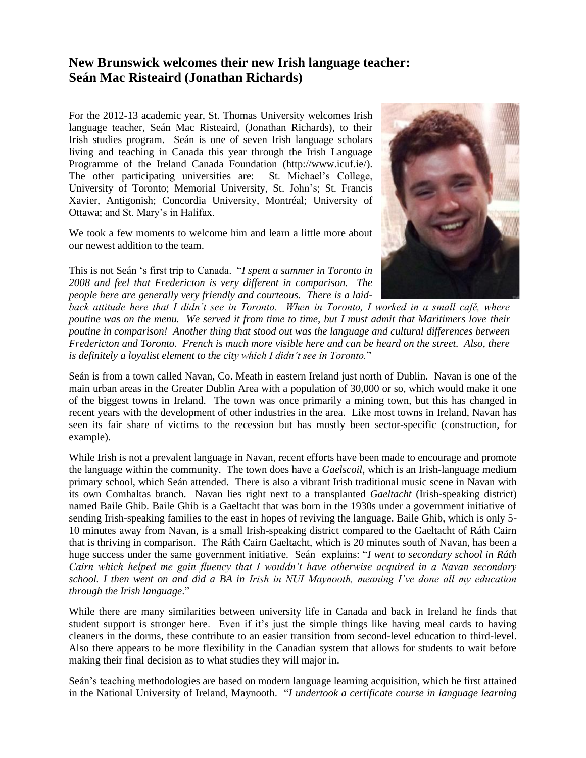## New Brunswick welcomes their new Irish language teacher: Seán Mac Risteaird (Jonathan Richards)

For the 2012-13 academic year, St. Thomas University welcomes Irish language teacher, Seán Mac Risteaird, (Jonathan Richards), to their Irish studies program. Seán is one of seven Irish language scholars living and teaching in Canada this year through the Irish Language Programme of the Ireland Canada Foundation (http://www.icuf.ie/). The other participating universities are: St. Michael's College, University of Toronto; Memorial University, St. John's; St. Francis Xavier, Antigonish; Concordia University, Montréal; University of Ottawa; and St. Mary's in Halifax.

We took a few moments to welcome him and learn a little more about our newest addition to the team.

This is not Seán 's first trip to Canada. "*I spent a summer in Toronto in 2008 and feel that Fredericton is very different in comparison. The people here are generally very friendly and courteous. There is a laid-back attitude here that I didn't see in Toronto. When in Toronto, I worked in a small café, where poutine was on the menu. We served it from time to time, but I must admit that Maritimers love their poutine in comparison! Another thing that stood out was the language and cultural differences between Fredericton and Toronto. French is much more visible here and can be heard on the street. Also, there is definitely a loyalist element to the city which I didn't see in Toronto.*"

Seán is from a town called Navan, Co. Meath in eastern Ireland just north of Dublin. Navan is one of the main urban areas in the Greater Dublin Area with a population of 30,000 or so, which would make it one of the biggest towns in Ireland. The town was once primarily a mining town, but this has changed in recent years with the development of other industries in the area. Like most towns in Ireland, Navan has seen its fair share of victims to the recession but has mostly been sector-specific (construction, for example).

While Irish is not a prevalent language in Navan, recent efforts have been made to encourage and promote the language within the community. The town does have a *Gaelscoil*, which is an Irish-language medium primary school, which Seán attended. There is also a vibrant Irish traditional music scene in Navan with its own Comhaltas branch. Navan lies right next to a transplanted *Gaeltacht* (Irish-speaking district) named Baile Ghib. Baile Ghib is a Gaeltacht that was born in the 1930s under a government initiative of sending Irish-speaking families to the east in hopes of reviving the language. Baile Ghib, which is only 5-10 minutes away from Navan, is a small Irish-speaking district compared to the Gaeltacht of Ráth Cairn that is thriving in comparison. The Ráth Cairn Gaeltacht, which is 20 minutes south of Navan, has been a huge success under the same government initiative. Seán explains: "*I went to secondary school in Ráth Cairn which helped me gain fluency that I wouldn't have otherwise acquired in a Navan secondary school. I then went on and did a BA in Irish in NUI Maynooth, meaning I've done all my education through the Irish language*."

While there are many similarities between university life in Canada and back in Ireland he finds that student support is stronger here. Even if it's just the simple things like having meal cards to having cleaners in the dorms, these contribute to an easier transition from second-level education to third-level. Also there appears to be more flexibility in the Canadian system that allows for students to wait before making their final decision as to what studies they will major in.

Seán's teaching methodologies are based on modern language learning acquisition, which he first attained in the National University of Ireland, Maynooth. "*I undertook a certificate course in language learning*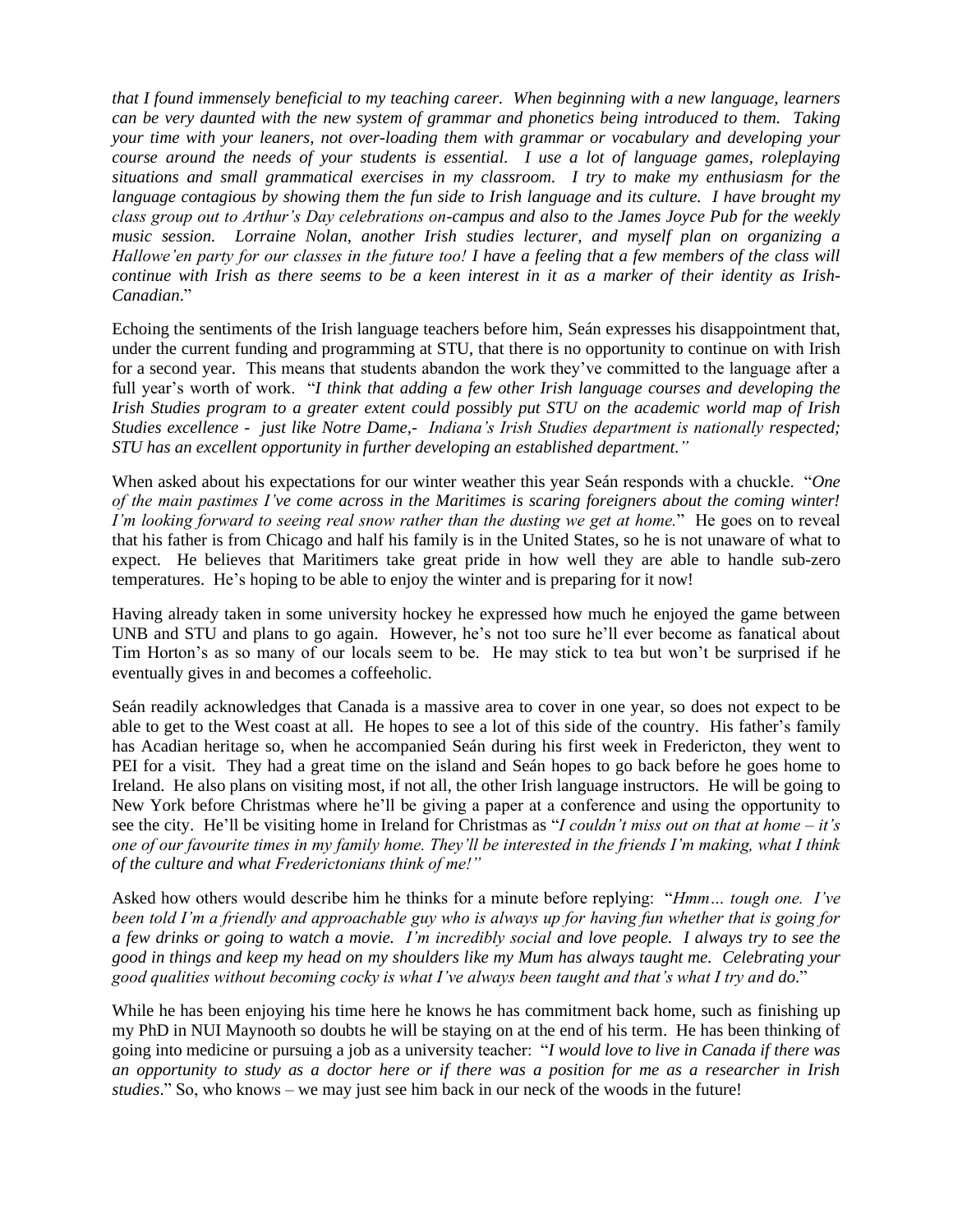*that I found immensely beneficial to my teaching career. When beginning with a new language, learners can be very daunted with the new system of grammar and phonetics being introduced to them. Taking your time with your leaners, not over-loading them with grammar or vocabulary and developing your course around the needs of your students is essential. I use a lot of language games, roleplaying situations and small grammatical exercises in my classroom. I try to make my enthusiasm for the language contagious by showing them the fun side to Irish language and its culture. I have brought my class group out to Arthur's Day celebrations on-campus and also to the James Joyce Pub for the weekly music session. Lorraine Nolan, another Irish studies lecturer, and myself plan on organizing a Hallowe'en party for our classes in the future too! I have a feeling that a few members of the class will continue with Irish as there seems to be a keen interest in it as a marker of their identity as Irish-Canadian*."

Echoing the sentiments of the Irish language teachers before him, Seán expresses his disappointment that, under the current funding and programming at STU, that there is no opportunity to continue on with Irish for a second year. This means that students abandon the work they've committed to the language after a full year's worth of work. "*I think that adding a few other Irish language courses and developing the Irish Studies program to a greater extent could possibly put STU on the academic world map of Irish Studies excellence - just like Notre Dame,- Indiana's Irish Studies department is nationally respected; STU has an excellent opportunity in further developing an established department."*

When asked about his expectations for our winter weather this year Seán responds with a chuckle. "*One of the main pastimes I've come across in the Maritimes is scaring foreigners about the coming winter! I'm looking forward to seeing real snow rather than the dusting we get at home.*" He goes on to reveal that his father is from Chicago and half his family is in the United States, so he is not unaware of what to expect. He believes that Maritimers take great pride in how well they are able to handle sub-zero temperatures. He's hoping to be able to enjoy the winter and is preparing for it now!

Having already taken in some university hockey he expressed how much he enjoyed the game between UNB and STU and plans to go again. However, he's not too sure he'll ever become as fanatical about Tim Horton's as so many of our locals seem to be. He may stick to tea but won't be surprised if he eventually gives in and becomes a coffeeholic.

Seán readily acknowledges that Canada is a massive area to cover in one year, so does not expect to be able to get to the West coast at all. He hopes to see a lot of this side of the country. His father's family has Acadian heritage so, when he accompanied Seán during his first week in Fredericton, they went to PEI for a visit. They had a great time on the island and Seán hopes to go back before he goes home to Ireland. He also plans on visiting most, if not all, the other Irish language instructors. He will be going to New York before Christmas where he'll be giving a paper at a conference and using the opportunity to see the city. He'll be visiting home in Ireland for Christmas as "*I couldn't miss out on that at home – it's one of our favourite times in my family home. They'll be interested in the friends I'm making, what I think of the culture and what Frederictonians think of me!"*

Asked how others would describe him he thinks for a minute before replying: "*Hmm… tough one. I've been told I'm a friendly and approachable guy who is always up for having fun whether that is going for a few drinks or going to watch a movie. I'm incredibly social and love people. I always try to see the good in things and keep my head on my shoulders like my Mum has always taught me. Celebrating your good qualities without becoming cocky is what I've always been taught and that's what I try and do.*"

While he has been enjoying his time here he knows he has commitment back home, such as finishing up my PhD in NUI Maynooth so doubts he will be staying on at the end of his term. He has been thinking of going into medicine or pursuing a job as a university teacher: "*I would love to live in Canada if there was an opportunity to study as a doctor here or if there was a position for me as a researcher in Irish studies*." So, who knows – we may just see him back in our neck of the woods in the future!